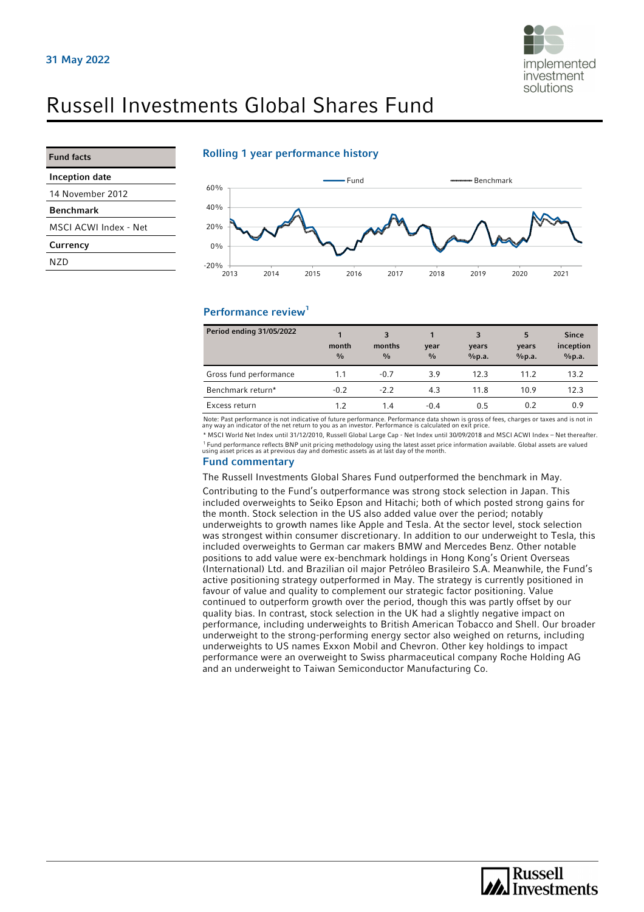31 May 2022

# Russell Investments Global Shares Fund

| Fund facts |
| --- |
| **Inception date** |
| 14 November 2012 |
| **Benchmark** |
| MSCI ACWI Index - Net |
| **Currency** |
| NZD |

## Rolling 1 year performance history

Fund
Benchmark

60%
40%
20%
0%
-20%

2013 2014 2015 2016 2017 2018 2019 2020 2021

## Performance review[1]

| Period ending 31/05/2022 | 1 month % | 3 months % | 1 year % | 3 years %p.a. | 5 years %p.a. | Since inception %p.a. |
| --- | --- | --- | --- | --- | --- | --- |
| Gross fund performance | 1.1 | -0.7 | 3.9 | 12.3 | 11.2 | 13.2 |
| Benchmark return* | -0.2 | -2.2 | 4.3 | 11.8 | 10.9 | 12.3 |
| Excess return | 1.2 | 1.4 | -0.4 | 0.5 | 0.2 | 0.9 |

Note: Past performance is not indicative of future performance. Performance data shown is gross of fees, charges or taxes and is not in any way an indicator of the net return to you as an investor. Performance is calculated on exit price.

* MSCI World Net Index until 31/12/2010, Russell Global Large Cap - Net Index until 30/09/2018 and MSCI ACWI Index – Net thereafter.

[1] Fund performance reflects BNP unit pricing methodology using the latest asset price information available. Global assets are valued using asset prices as at previous day and domestic assets as at last day of the month.

## Fund commentary

The Russell Investments Global Shares Fund outperformed the benchmark in May.

Contributing to the Fund's outperformance was strong stock selection in Japan. This included overweights to Seiko Epson and Hitachi; both of which posted strong gains for the month. Stock selection in the US also added value over the period; notably underweights to growth names like Apple and Tesla. At the sector level, stock selection was strongest within consumer discretionary. In addition to our underweight to Tesla, this included overweights to German car makers BMW and Mercedes Benz. Other notable positions to add value were ex-benchmark holdings in Hong Kong's Orient Overseas (International) Ltd. and Brazilian oil major Petróleo Brasileiro S.A. Meanwhile, the Fund's active positioning strategy outperformed in May. The strategy is currently positioned in favour of value and quality to complement our strategic factor positioning. Value continued to outperform growth over the period, though this was partly offset by our quality bias. In contrast, stock selection in the UK had a slightly negative impact on performance, including underweights to British American Tobacco and Shell. Our broader underweight to the strong-performing energy sector also weighed on returns, including underweights to US names Exxon Mobil and Chevron. Other key holdings to impact performance were an overweight to Swiss pharmaceutical company Roche Holding AG and an underweight to Taiwan Semiconductor Manufacturing Co.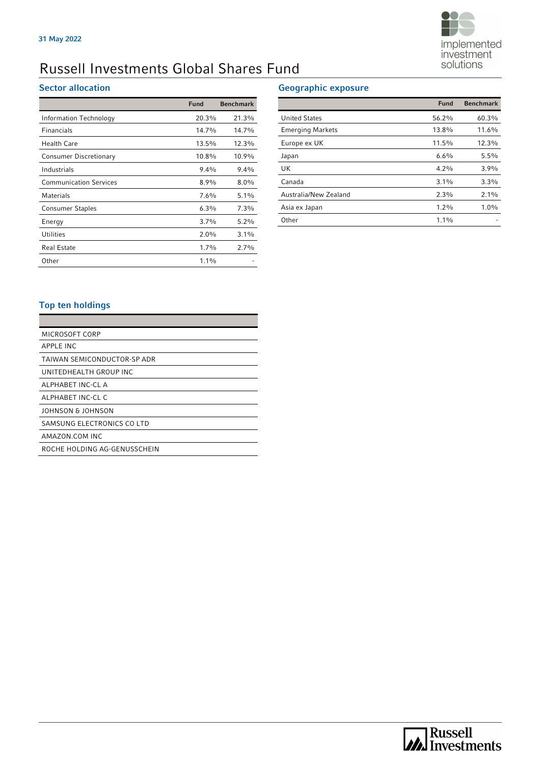31 May 2022

# Russell Investments Global Shares Fund

## Sector allocation

| | Fund | Benchmark |
|---|---|---|
| Information Technology | 20.3% | 21.3% |
| Financials | 14.7% | 14.7% |
| Health Care | 13.5% | 12.3% |
| Consumer Discretionary | 10.8% | 10.9% |
| Industrials | 9.4% | 9.4% |
| Communication Services | 8.9% | 8.0% |
| Materials | 7.6% | 5.1% |
| Consumer Staples | 6.3% | 7.3% |
| Energy | 3.7% | 5.2% |
| Utilities | 2.0% | 3.1% |
| Real Estate | 1.7% | 2.7% |
| Other | 1.1% | - |

## Geographic exposure

| | Fund | Benchmark |
|---|---|---|
| United States | 56.2% | 60.3% |
| Emerging Markets | 13.8% | 11.6% |
| Europe ex UK | 11.5% | 12.3% |
| Japan | 6.6% | 5.5% |
| UK | 4.2% | 3.9% |
| Canada | 3.1% | 3.3% |
| Australia/New Zealand | 2.3% | 2.1% |
| Asia ex Japan | 1.2% | 1.0% |
| Other | 1.1% | - |

## Top ten holdings

| |
|---|
| MICROSOFT CORP |
| APPLE INC |
| TAIWAN SEMICONDUCTOR-SP ADR |
| UNITEDHEALTH GROUP INC |
| ALPHABET INC-CL A |
| ALPHABET INC-CL C |
| JOHNSON & JOHNSON |
| SAMSUNG ELECTRONICS CO LTD |
| AMAZON.COM INC |
| ROCHE HOLDING AG-GENUSSCHEIN |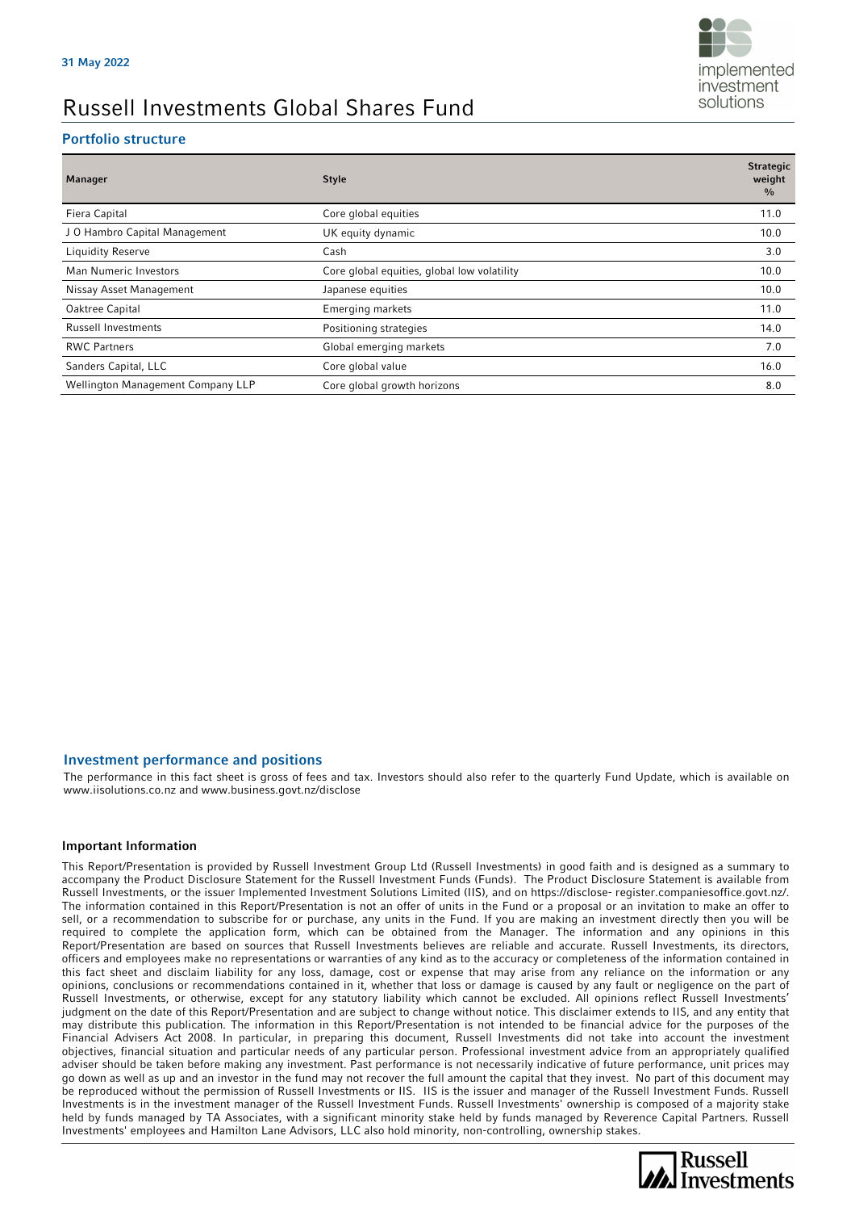31 May 2022

# Russell Investments Global Shares Fund

## Portfolio structure

| Manager | Style | Strategic weight % |
|---|---|---|
| Fiera Capital | Core global equities | 11.0 |
| J O Hambro Capital Management | UK equity dynamic | 10.0 |
| Liquidity Reserve | Cash | 3.0 |
| Man Numeric Investors | Core global equities, global low volatility | 10.0 |
| Nissay Asset Management | Japanese equities | 10.0 |
| Oaktree Capital | Emerging markets | 11.0 |
| Russell Investments | Positioning strategies | 14.0 |
| RWC Partners | Global emerging markets | 7.0 |
| Sanders Capital, LLC | Core global value | 16.0 |
| Wellington Management Company LLP | Core global growth horizons | 8.0 |

## Investment performance and positions

The performance in this fact sheet is gross of fees and tax. Investors should also refer to the quarterly Fund Update, which is available on www.iisolutions.co.nz and www.business.govt.nz/disclose

### Important Information

This Report/Presentation is provided by Russell Investment Group Ltd (Russell Investments) in good faith and is designed as a summary to accompany the Product Disclosure Statement for the Russell Investment Funds (Funds). The Product Disclosure Statement is available from Russell Investments, or the issuer Implemented Investment Solutions Limited (IIS), and on https://disclose- register.companiesoffice.govt.nz/. The information contained in this Report/Presentation is not an offer of units in the Fund or a proposal or an invitation to make an offer to sell, or a recommendation to subscribe for or purchase, any units in the Fund. If you are making an investment directly then you will be required to complete the application form, which can be obtained from the Manager. The information and any opinions in this Report/Presentation are based on sources that Russell Investments believes are reliable and accurate. Russell Investments, its directors, officers and employees make no representations or warranties of any kind as to the accuracy or completeness of the information contained in this fact sheet and disclaim liability for any loss, damage, cost or expense that may arise from any reliance on the information or any opinions, conclusions or recommendations contained in it, whether that loss or damage is caused by any fault or negligence on the part of Russell Investments, or otherwise, except for any statutory liability which cannot be excluded. All opinions reflect Russell Investments' judgment on the date of this Report/Presentation and are subject to change without notice. This disclaimer extends to IIS, and any entity that may distribute this publication. The information in this Report/Presentation is not intended to be financial advice for the purposes of the Financial Advisers Act 2008. In particular, in preparing this document, Russell Investments did not take into account the investment objectives, financial situation and particular needs of any particular person. Professional investment advice from an appropriately qualified adviser should be taken before making any investment. Past performance is not necessarily indicative of future performance, unit prices may go down as well as up and an investor in the fund may not recover the full amount the capital that they invest. No part of this document may be reproduced without the permission of Russell Investments or IIS. IIS is the issuer and manager of the Russell Investment Funds. Russell Investments is in the investment manager of the Russell Investment Funds. Russell Investments' ownership is composed of a majority stake held by funds managed by TA Associates, with a significant minority stake held by funds managed by Reverence Capital Partners. Russell Investments' employees and Hamilton Lane Advisors, LLC also hold minority, non-controlling, ownership stakes.